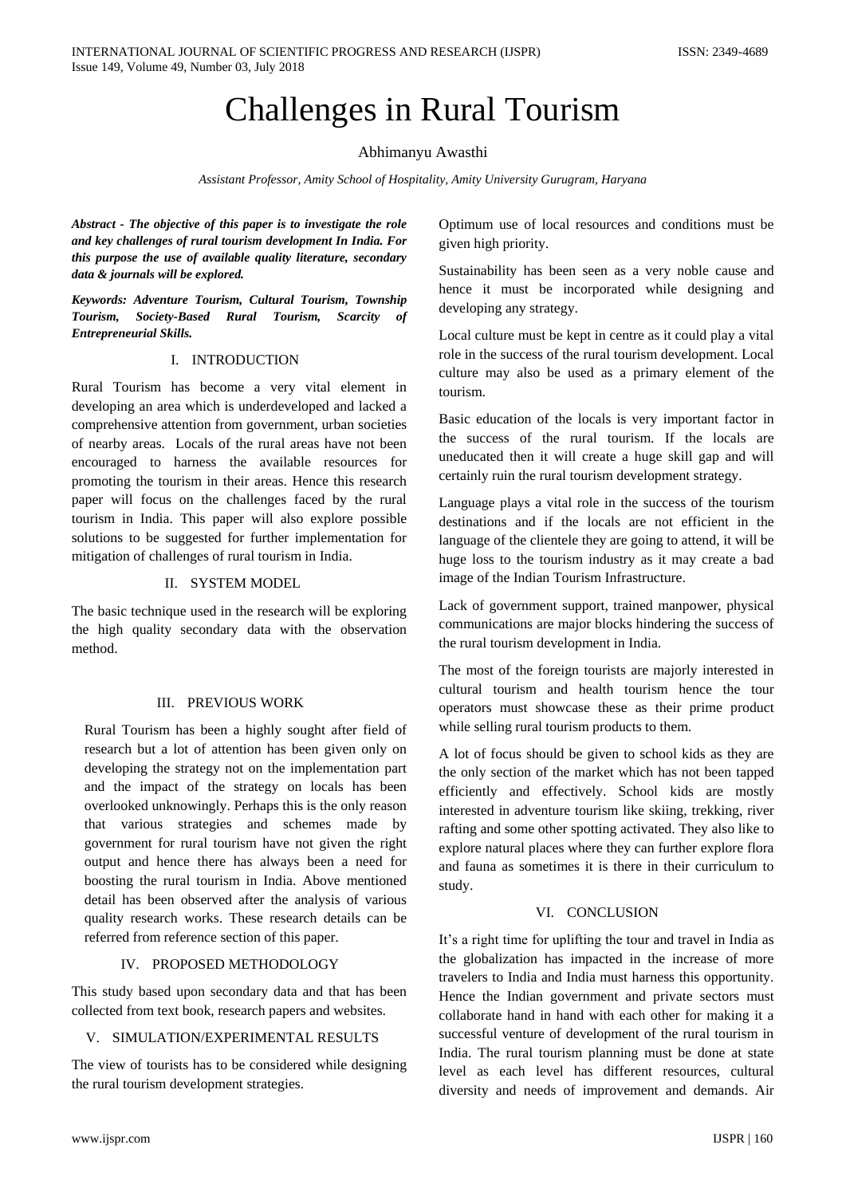# Challenges in Rural Tourism

Abhimanyu Awasthi

*Assistant Professor, Amity School of Hospitality, Amity University Gurugram, Haryana*

***Abstract - The objective of this paper is to investigate the role and key challenges of rural tourism development In India. For this purpose the use of available quality literature, secondary data & journals will be explored.***

***Keywords: Adventure Tourism, Cultural Tourism, Township Tourism, Society-Based Rural Tourism, Scarcity of Entrepreneurial Skills.***

## I. INTRODUCTION

Rural Tourism has become a very vital element in developing an area which is underdeveloped and lacked a comprehensive attention from government, urban societies of nearby areas. Locals of the rural areas have not been encouraged to harness the available resources for promoting the tourism in their areas. Hence this research paper will focus on the challenges faced by the rural tourism in India. This paper will also explore possible solutions to be suggested for further implementation for mitigation of challenges of rural tourism in India.

## II. SYSTEM MODEL

The basic technique used in the research will be exploring the high quality secondary data with the observation method.

## III. PREVIOUS WORK

Rural Tourism has been a highly sought after field of research but a lot of attention has been given only on developing the strategy not on the implementation part and the impact of the strategy on locals has been overlooked unknowingly. Perhaps this is the only reason that various strategies and schemes made by government for rural tourism have not given the right output and hence there has always been a need for boosting the rural tourism in India. Above mentioned detail has been observed after the analysis of various quality research works. These research details can be referred from reference section of this paper.

## IV. PROPOSED METHODOLOGY

This study based upon secondary data and that has been collected from text book, research papers and websites.

## V. SIMULATION/EXPERIMENTAL RESULTS

The view of tourists has to be considered while designing the rural tourism development strategies.

Optimum use of local resources and conditions must be given high priority.

Sustainability has been seen as a very noble cause and hence it must be incorporated while designing and developing any strategy.

Local culture must be kept in centre as it could play a vital role in the success of the rural tourism development. Local culture may also be used as a primary element of the tourism.

Basic education of the locals is very important factor in the success of the rural tourism. If the locals are uneducated then it will create a huge skill gap and will certainly ruin the rural tourism development strategy.

Language plays a vital role in the success of the tourism destinations and if the locals are not efficient in the language of the clientele they are going to attend, it will be huge loss to the tourism industry as it may create a bad image of the Indian Tourism Infrastructure.

Lack of government support, trained manpower, physical communications are major blocks hindering the success of the rural tourism development in India.

The most of the foreign tourists are majorly interested in cultural tourism and health tourism hence the tour operators must showcase these as their prime product while selling rural tourism products to them.

A lot of focus should be given to school kids as they are the only section of the market which has not been tapped efficiently and effectively. School kids are mostly interested in adventure tourism like skiing, trekking, river rafting and some other spotting activated. They also like to explore natural places where they can further explore flora and fauna as sometimes it is there in their curriculum to study.

## VI. CONCLUSION

It's a right time for uplifting the tour and travel in India as the globalization has impacted in the increase of more travelers to India and India must harness this opportunity. Hence the Indian government and private sectors must collaborate hand in hand with each other for making it a successful venture of development of the rural tourism in India. The rural tourism planning must be done at state level as each level has different resources, cultural diversity and needs of improvement and demands. Air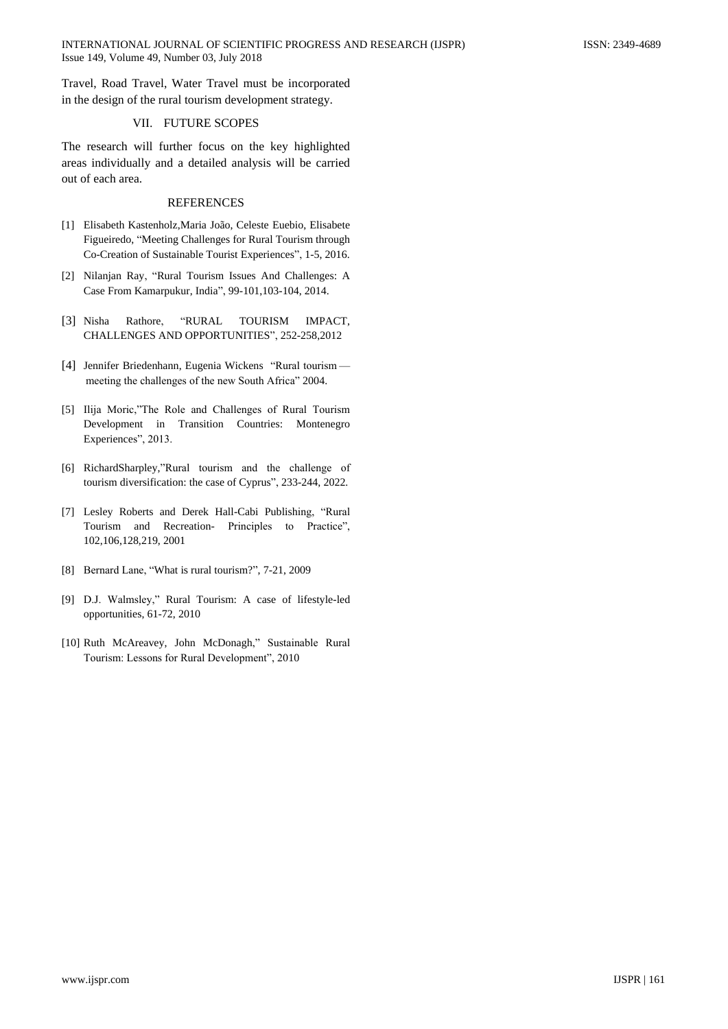Travel, Road Travel, Water Travel must be incorporated in the design of the rural tourism development strategy.

## VII. FUTURE SCOPES

The research will further focus on the key highlighted areas individually and a detailed analysis will be carried out of each area.

## REFERENCES

[1] Elisabeth Kastenholz,Maria João, Celeste Euebio, Elisabete Figueiredo, "Meeting Challenges for Rural Tourism through Co-Creation of Sustainable Tourist Experiences", 1-5, 2016.

[2] Nilanjan Ray, "Rural Tourism Issues And Challenges: A Case From Kamarpukur, India", 99-101,103-104, 2014.

[3] Nisha Rathore, "RURAL TOURISM IMPACT, CHALLENGES AND OPPORTUNITIES", 252-258,2012

[4] Jennifer Briedenhann, Eugenia Wickens "Rural tourism — meeting the challenges of the new South Africa" 2004.

[5] Ilija Moric,"The Role and Challenges of Rural Tourism Development in Transition Countries: Montenegro Experiences", 2013.

[6] RichardSharpley,"Rural tourism and the challenge of tourism diversification: the case of Cyprus", 233-244, 2022.

[7] Lesley Roberts and Derek Hall-Cabi Publishing, "Rural Tourism and Recreation- Principles to Practice", 102,106,128,219, 2001

[8] Bernard Lane, "What is rural tourism?", 7-21, 2009

[9] D.J. Walmsley," Rural Tourism: A case of lifestyle-led opportunities, 61-72, 2010

[10] Ruth McAreavey, John McDonagh," Sustainable Rural Tourism: Lessons for Rural Development", 2010